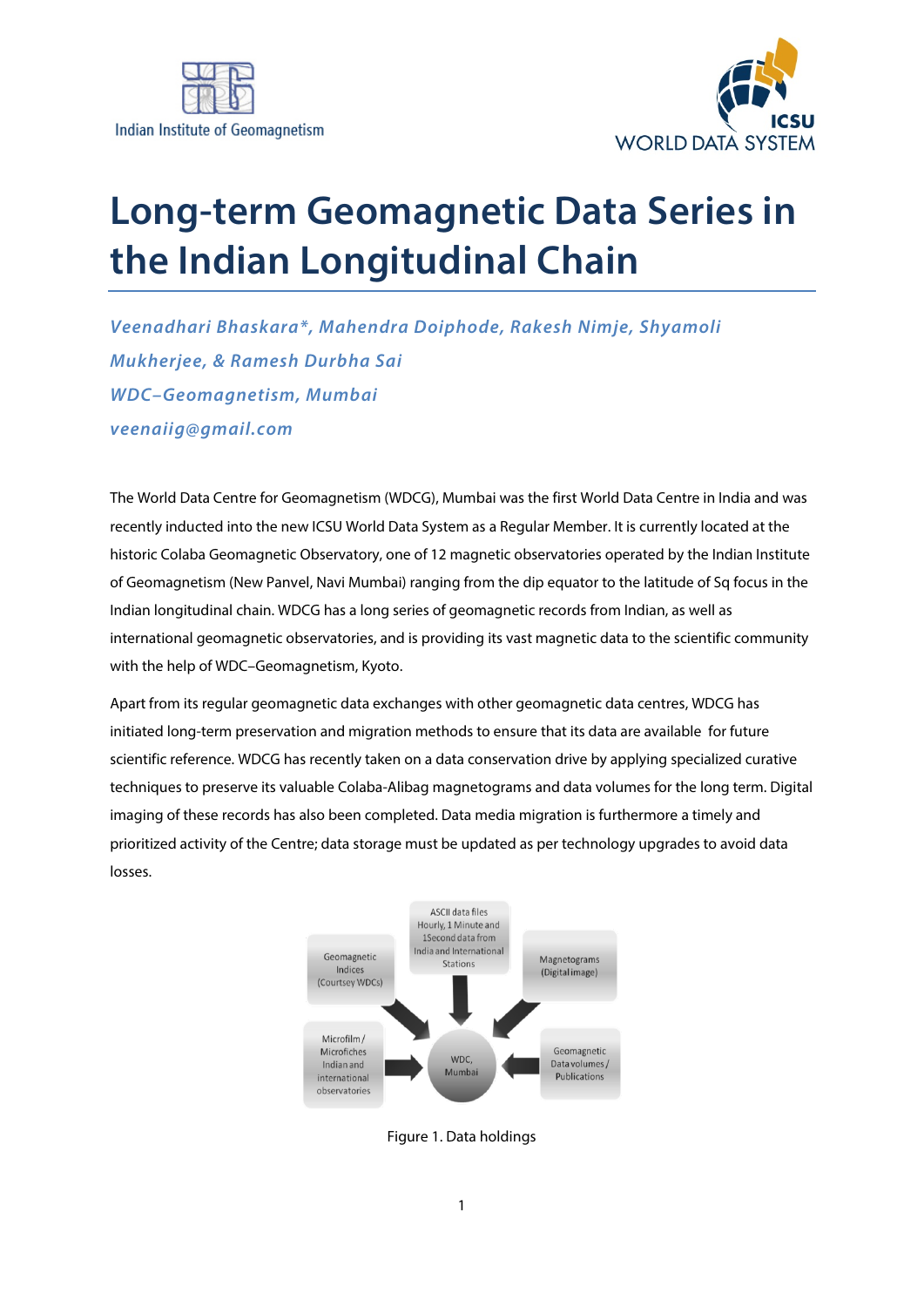Indian Institute of Geomagnetism

ICSU WORLD DATA SYSTEM

# Long-term Geomagnetic Data Series in the Indian Longitudinal Chain

*Veenadhari Bhaskara*, Mahendra Doiphode, Rakesh Nimje, Shyamoli Mukherjee, & Ramesh Durbha Sai*

*WDC–Geomagnetism, Mumbai*

*veenaiig@gmail.com*

The World Data Centre for Geomagnetism (WDCG), Mumbai was the first World Data Centre in India and was recently inducted into the new ICSU World Data System as a Regular Member. It is currently located at the historic Colaba Geomagnetic Observatory, one of 12 magnetic observatories operated by the Indian Institute of Geomagnetism (New Panvel, Navi Mumbai) ranging from the dip equator to the latitude of Sq focus in the Indian longitudinal chain. WDCG has a long series of geomagnetic records from Indian, as well as international geomagnetic observatories, and is providing its vast magnetic data to the scientific community with the help of WDC–Geomagnetism, Kyoto.

Apart from its regular geomagnetic data exchanges with other geomagnetic data centres, WDCG has initiated long-term preservation and migration methods to ensure that its data are available for future scientific reference. WDCG has recently taken on a data conservation drive by applying specialized curative techniques to preserve its valuable Colaba-Alibag magnetograms and data volumes for the long term. Digital imaging of these records has also been completed. Data media migration is furthermore a timely and prioritized activity of the Centre; data storage must be updated as per technology upgrades to avoid data losses.

Geomagnetic Indices (Courtsey WDCs)

ASCII data files Hourly, 1 Minute and 1Second data from India and International Stations

Magnetograms (Digital image)

Microfilm / Microfiches Indian and international observatories

WDC, Mumbai

Geomagnetic Data volumes / Publications

Figure 1. Data holdings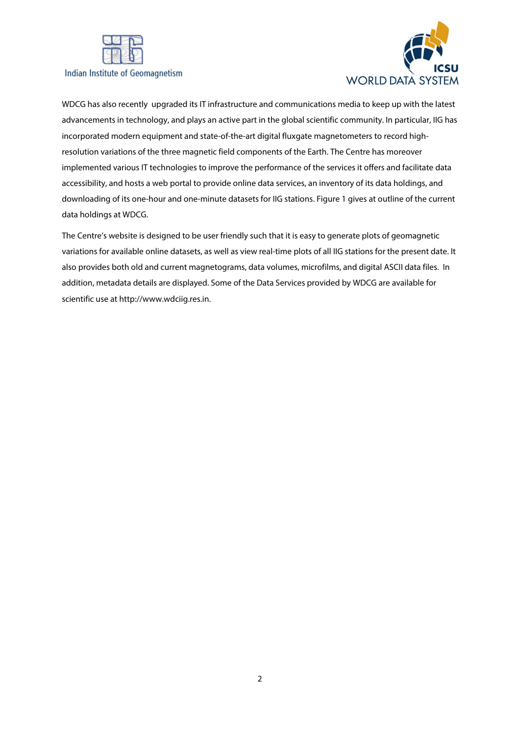WDCG has also recently upgraded its IT infrastructure and communications media to keep up with the latest advancements in technology, and plays an active part in the global scientific community. In particular, IIG has incorporated modern equipment and state-of-the-art digital fluxgate magnetometers to record high-resolution variations of the three magnetic field components of the Earth. The Centre has moreover implemented various IT technologies to improve the performance of the services it offers and facilitate data accessibility, and hosts a web portal to provide online data services, an inventory of its data holdings, and downloading of its one-hour and one-minute datasets for IIG stations. Figure 1 gives at outline of the current data holdings at WDCG.

The Centre's website is designed to be user friendly such that it is easy to generate plots of geomagnetic variations for available online datasets, as well as view real-time plots of all IIG stations for the present date. It also provides both old and current magnetograms, data volumes, microfilms, and digital ASCII data files. In addition, metadata details are displayed. Some of the Data Services provided by WDCG are available for scientific use at http://www.wdciig.res.in.